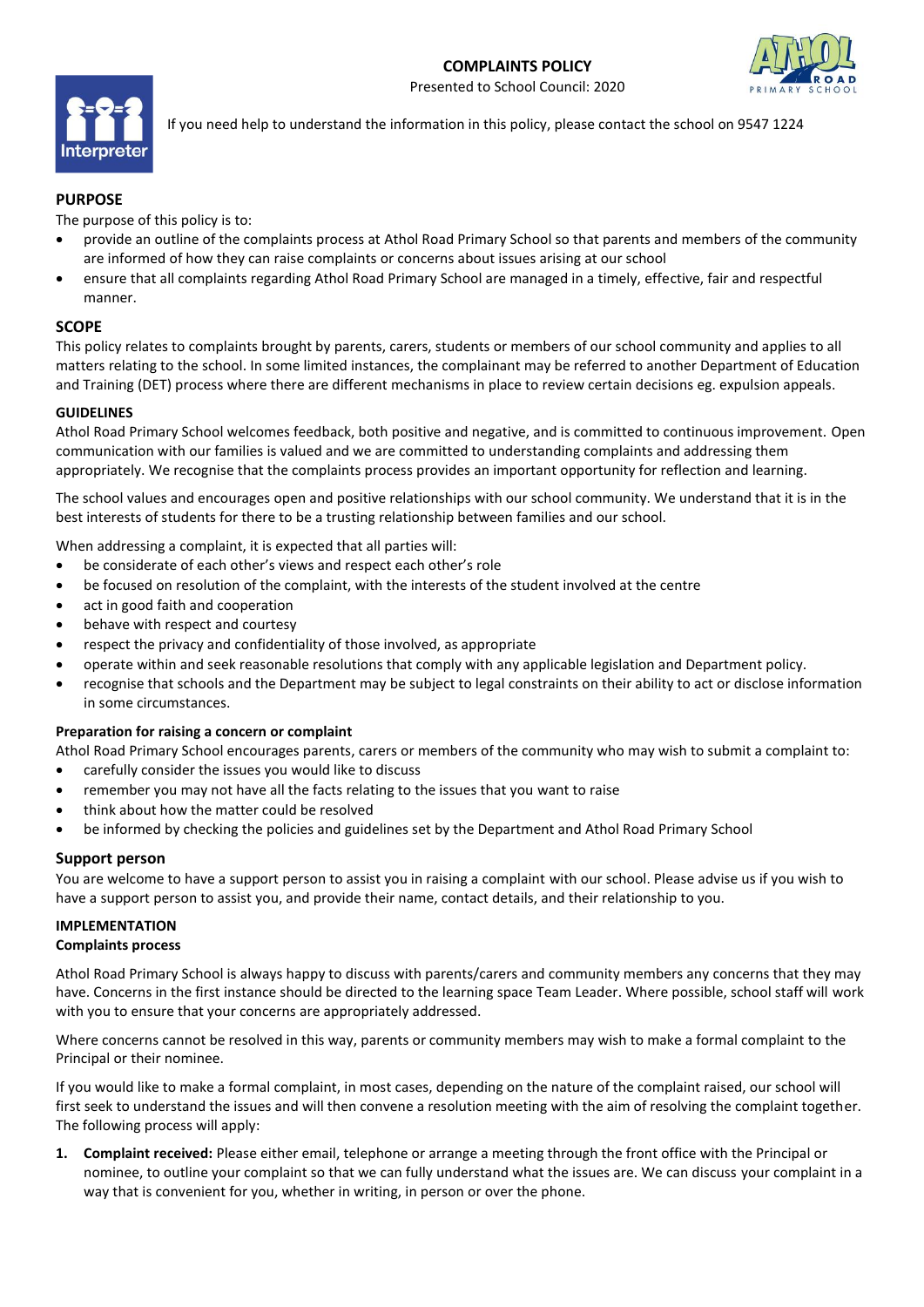# COMPLAINTS POLICY

Presented to School Council: 2020

If you need help to understand the information in this policy, please contact the school on 9547 1224

## PURPOSE

The purpose of this policy is to:

- provide an outline of the complaints process at Athol Road Primary School so that parents and members of the community are informed of how they can raise complaints or concerns about issues arising at our school
- ensure that all complaints regarding Athol Road Primary School are managed in a timely, effective, fair and respectful manner.

## SCOPE

This policy relates to complaints brought by parents, carers, students or members of our school community and applies to all matters relating to the school. In some limited instances, the complainant may be referred to another Department of Education and Training (DET) process where there are different mechanisms in place to review certain decisions eg. expulsion appeals.

## GUIDELINES

Athol Road Primary School welcomes feedback, both positive and negative, and is committed to continuous improvement. Open communication with our families is valued and we are committed to understanding complaints and addressing them appropriately. We recognise that the complaints process provides an important opportunity for reflection and learning.

The school values and encourages open and positive relationships with our school community. We understand that it is in the best interests of students for there to be a trusting relationship between families and our school.

When addressing a complaint, it is expected that all parties will:

- be considerate of each other's views and respect each other's role
- be focused on resolution of the complaint, with the interests of the student involved at the centre
- act in good faith and cooperation
- behave with respect and courtesy
- respect the privacy and confidentiality of those involved, as appropriate
- operate within and seek reasonable resolutions that comply with any applicable legislation and Department policy.
- recognise that schools and the Department may be subject to legal constraints on their ability to act or disclose information in some circumstances.

### Preparation for raising a concern or complaint

Athol Road Primary School encourages parents, carers or members of the community who may wish to submit a complaint to:

- carefully consider the issues you would like to discuss
- remember you may not have all the facts relating to the issues that you want to raise
- think about how the matter could be resolved
- be informed by checking the policies and guidelines set by the Department and Athol Road Primary School

### Support person

You are welcome to have a support person to assist you in raising a complaint with our school. Please advise us if you wish to have a support person to assist you, and provide their name, contact details, and their relationship to you.

## IMPLEMENTATION

### Complaints process

Athol Road Primary School is always happy to discuss with parents/carers and community members any concerns that they may have. Concerns in the first instance should be directed to the learning space Team Leader. Where possible, school staff will work with you to ensure that your concerns are appropriately addressed.

Where concerns cannot be resolved in this way, parents or community members may wish to make a formal complaint to the Principal or their nominee.

If you would like to make a formal complaint, in most cases, depending on the nature of the complaint raised, our school will first seek to understand the issues and will then convene a resolution meeting with the aim of resolving the complaint together. The following process will apply:

1. **Complaint received:** Please either email, telephone or arrange a meeting through the front office with the Principal or nominee, to outline your complaint so that we can fully understand what the issues are. We can discuss your complaint in a way that is convenient for you, whether in writing, in person or over the phone.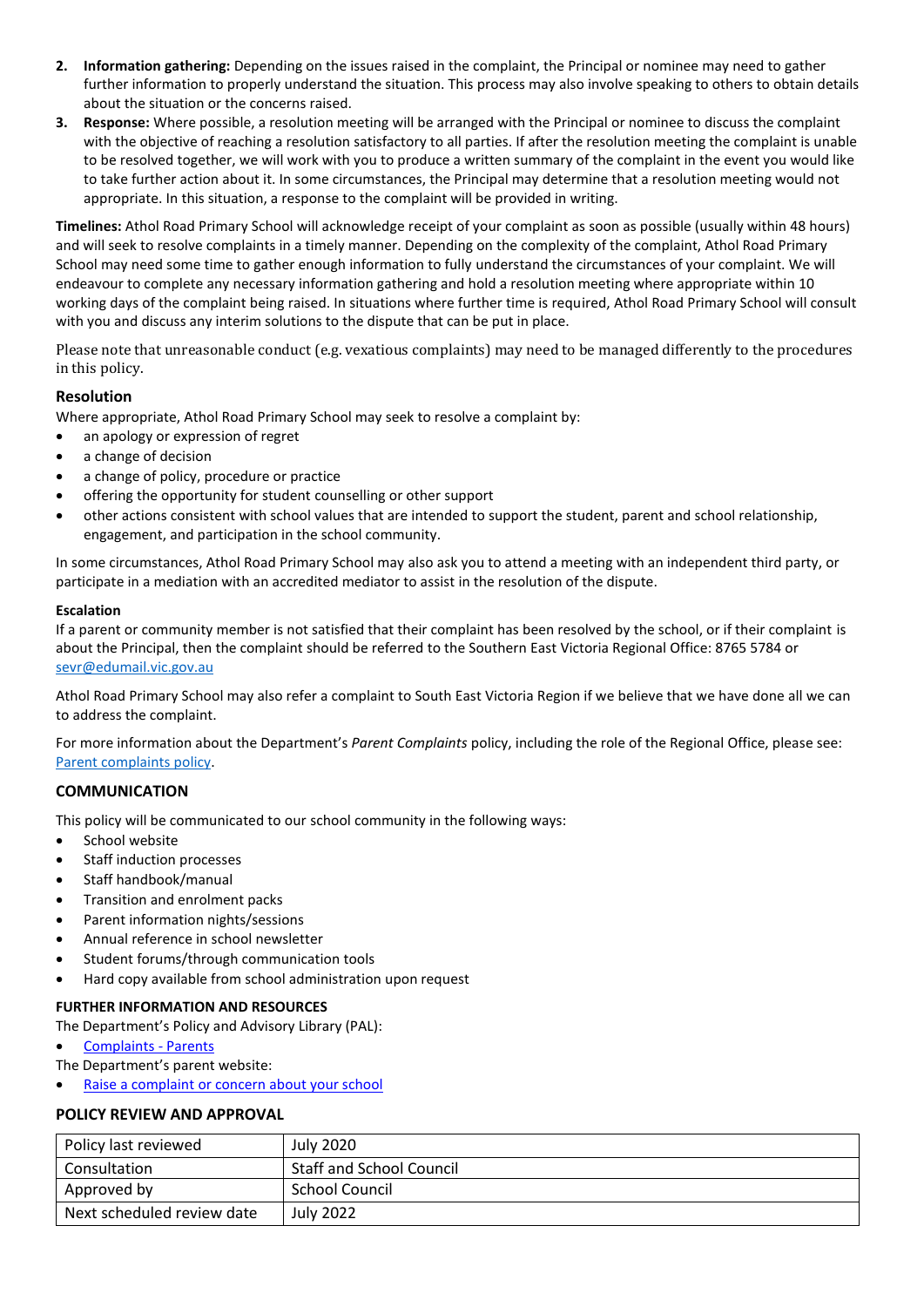2. **Information gathering:** Depending on the issues raised in the complaint, the Principal or nominee may need to gather further information to properly understand the situation. This process may also involve speaking to others to obtain details about the situation or the concerns raised.
3. **Response:** Where possible, a resolution meeting will be arranged with the Principal or nominee to discuss the complaint with the objective of reaching a resolution satisfactory to all parties. If after the resolution meeting the complaint is unable to be resolved together, we will work with you to produce a written summary of the complaint in the event you would like to take further action about it. In some circumstances, the Principal may determine that a resolution meeting would not appropriate. In this situation, a response to the complaint will be provided in writing.

**Timelines:** Athol Road Primary School will acknowledge receipt of your complaint as soon as possible (usually within 48 hours) and will seek to resolve complaints in a timely manner. Depending on the complexity of the complaint, Athol Road Primary School may need some time to gather enough information to fully understand the circumstances of your complaint. We will endeavour to complete any necessary information gathering and hold a resolution meeting where appropriate within 10 working days of the complaint being raised. In situations where further time is required, Athol Road Primary School will consult with you and discuss any interim solutions to the dispute that can be put in place.

Please note that unreasonable conduct (e.g. vexatious complaints) may need to be managed differently to the procedures in this policy.

### Resolution

Where appropriate, Athol Road Primary School may seek to resolve a complaint by:

- an apology or expression of regret
- a change of decision
- a change of policy, procedure or practice
- offering the opportunity for student counselling or other support
- other actions consistent with school values that are intended to support the student, parent and school relationship, engagement, and participation in the school community.

In some circumstances, Athol Road Primary School may also ask you to attend a meeting with an independent third party, or participate in a mediation with an accredited mediator to assist in the resolution of the dispute.

#### Escalation

If a parent or community member is not satisfied that their complaint has been resolved by the school, or if their complaint is about the Principal, then the complaint should be referred to the Southern East Victoria Regional Office: 8765 5784 or sevr@edumail.vic.gov.au

Athol Road Primary School may also refer a complaint to South East Victoria Region if we believe that we have done all we can to address the complaint.

For more information about the Department's *Parent Complaints* policy, including the role of the Regional Office, please see: Parent complaints policy.

### COMMUNICATION

This policy will be communicated to our school community in the following ways:

- School website
- Staff induction processes
- Staff handbook/manual
- Transition and enrolment packs
- Parent information nights/sessions
- Annual reference in school newsletter
- Student forums/through communication tools
- Hard copy available from school administration upon request

#### FURTHER INFORMATION AND RESOURCES

The Department's Policy and Advisory Library (PAL):

- Complaints - Parents

The Department's parent website:

- Raise a complaint or concern about your school

### POLICY REVIEW AND APPROVAL

| | |
|---|---|
| Policy last reviewed | July 2020 |
| Consultation | Staff and School Council |
| Approved by | School Council |
| Next scheduled review date | July 2022 |